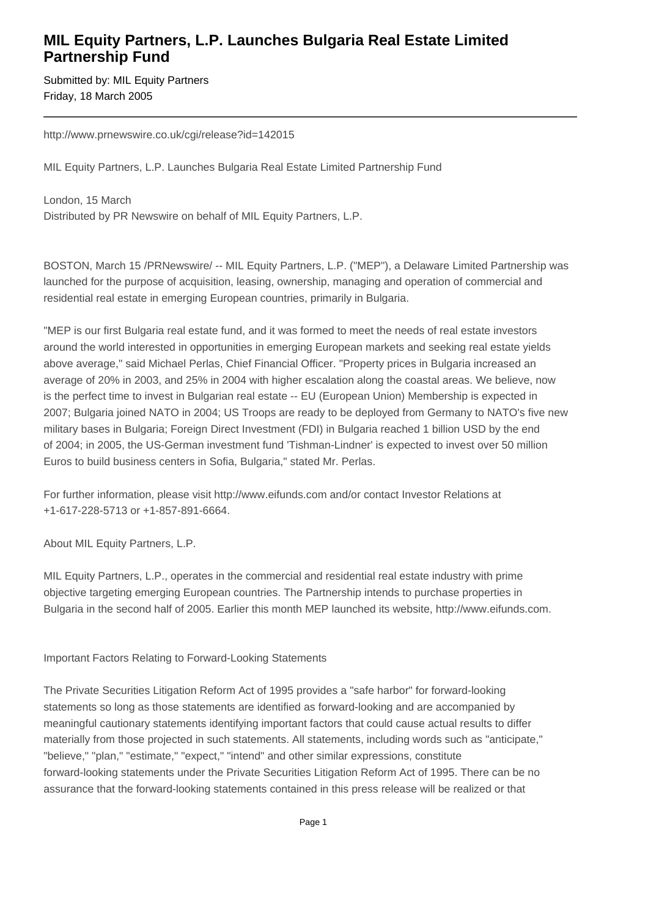# MIL Equity Partners, L.P. Launches Bulgaria Real Estate Limited Partnership Fund

Submitted by: MIL Equity Partners
Friday, 18 March 2005

---

http://www.prnewswire.co.uk/cgi/release?id=142015

MIL Equity Partners, L.P. Launches Bulgaria Real Estate Limited Partnership Fund

London, 15 March
Distributed by PR Newswire on behalf of MIL Equity Partners, L.P.

BOSTON, March 15 /PRNewswire/ -- MIL Equity Partners, L.P. ("MEP"), a Delaware Limited Partnership was launched for the purpose of acquisition, leasing, ownership, managing and operation of commercial and residential real estate in emerging European countries, primarily in Bulgaria.

"MEP is our first Bulgaria real estate fund, and it was formed to meet the needs of real estate investors around the world interested in opportunities in emerging European markets and seeking real estate yields above average," said Michael Perlas, Chief Financial Officer. "Property prices in Bulgaria increased an average of 20% in 2003, and 25% in 2004 with higher escalation along the coastal areas. We believe, now is the perfect time to invest in Bulgarian real estate -- EU (European Union) Membership is expected in 2007; Bulgaria joined NATO in 2004; US Troops are ready to be deployed from Germany to NATO's five new military bases in Bulgaria; Foreign Direct Investment (FDI) in Bulgaria reached 1 billion USD by the end of 2004; in 2005, the US-German investment fund 'Tishman-Lindner' is expected to invest over 50 million Euros to build business centers in Sofia, Bulgaria," stated Mr. Perlas.

For further information, please visit http://www.eifunds.com and/or contact Investor Relations at +1-617-228-5713 or +1-857-891-6664.

About MIL Equity Partners, L.P.

MIL Equity Partners, L.P., operates in the commercial and residential real estate industry with prime objective targeting emerging European countries. The Partnership intends to purchase properties in Bulgaria in the second half of 2005. Earlier this month MEP launched its website, http://www.eifunds.com.

Important Factors Relating to Forward-Looking Statements

The Private Securities Litigation Reform Act of 1995 provides a "safe harbor" for forward-looking statements so long as those statements are identified as forward-looking and are accompanied by meaningful cautionary statements identifying important factors that could cause actual results to differ materially from those projected in such statements. All statements, including words such as "anticipate," "believe," "plan," "estimate," "expect," "intend" and other similar expressions, constitute forward-looking statements under the Private Securities Litigation Reform Act of 1995. There can be no assurance that the forward-looking statements contained in this press release will be realized or that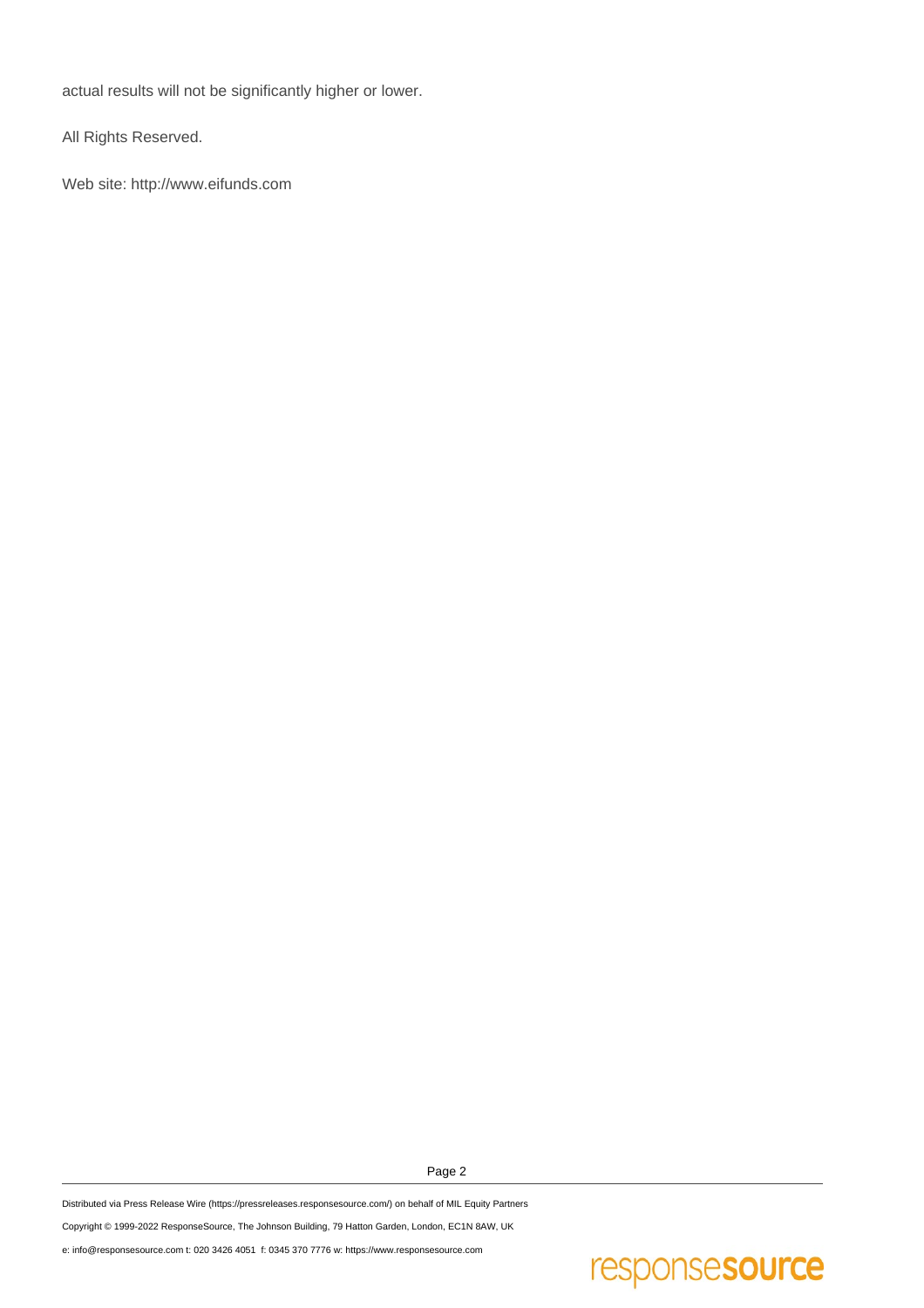actual results will not be significantly higher or lower.

All Rights Reserved.

Web site: http://www.eifunds.com